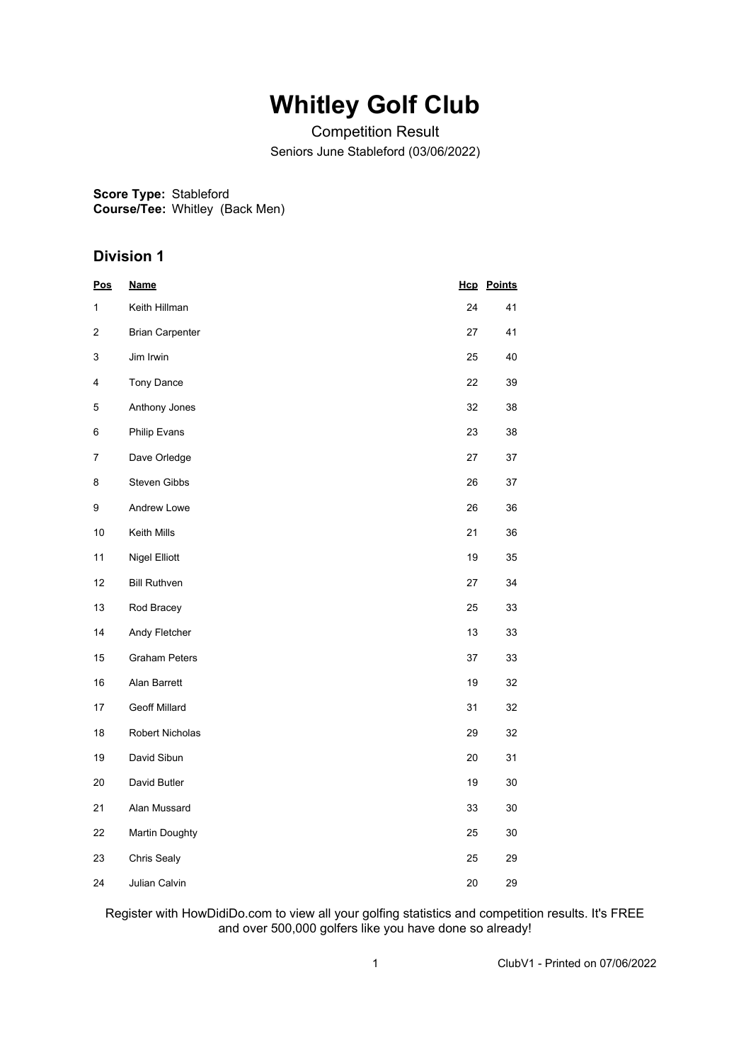# Whitley Golf Club

Competition Result

Seniors June Stableford (03/06/2022)

**Score Type:** Stableford
**Course/Tee:** Whitley (Back Men)

## Division 1

| Pos | Name | Hcp | Points |
|---|---|---|---|
| 1 | Keith Hillman | 24 | 41 |
| 2 | Brian Carpenter | 27 | 41 |
| 3 | Jim Irwin | 25 | 40 |
| 4 | Tony Dance | 22 | 39 |
| 5 | Anthony Jones | 32 | 38 |
| 6 | Philip Evans | 23 | 38 |
| 7 | Dave Orledge | 27 | 37 |
| 8 | Steven Gibbs | 26 | 37 |
| 9 | Andrew Lowe | 26 | 36 |
| 10 | Keith Mills | 21 | 36 |
| 11 | Nigel Elliott | 19 | 35 |
| 12 | Bill Ruthven | 27 | 34 |
| 13 | Rod Bracey | 25 | 33 |
| 14 | Andy Fletcher | 13 | 33 |
| 15 | Graham Peters | 37 | 33 |
| 16 | Alan Barrett | 19 | 32 |
| 17 | Geoff Millard | 31 | 32 |
| 18 | Robert Nicholas | 29 | 32 |
| 19 | David Sibun | 20 | 31 |
| 20 | David Butler | 19 | 30 |
| 21 | Alan Mussard | 33 | 30 |
| 22 | Martin Doughty | 25 | 30 |
| 23 | Chris Sealy | 25 | 29 |
| 24 | Julian Calvin | 20 | 29 |

Register with HowDidiDo.com to view all your golfing statistics and competition results. It's FREE and over 500,000 golfers like you have done so already!

ClubV1 - Printed on 07/06/2022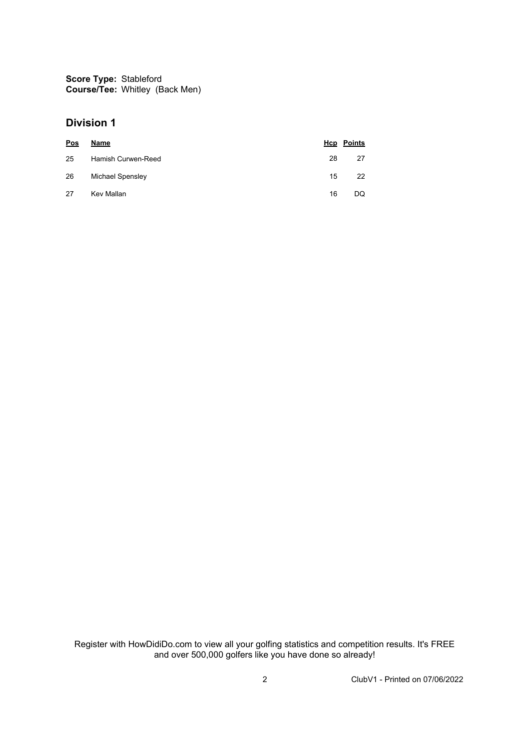**Score Type:** Stableford
**Course/Tee:** Whitley (Back Men)

## Division 1

| Pos | Name | Hcp | Points |
|---|---|---|---|
| 25 | Hamish Curwen-Reed | 28 | 27 |
| 26 | Michael Spensley | 15 | 22 |
| 27 | Kev Mallan | 16 | DQ |

Register with HowDidiDo.com to view all your golfing statistics and competition results. It's FREE and over 500,000 golfers like you have done so already!

ClubV1 - Printed on 07/06/2022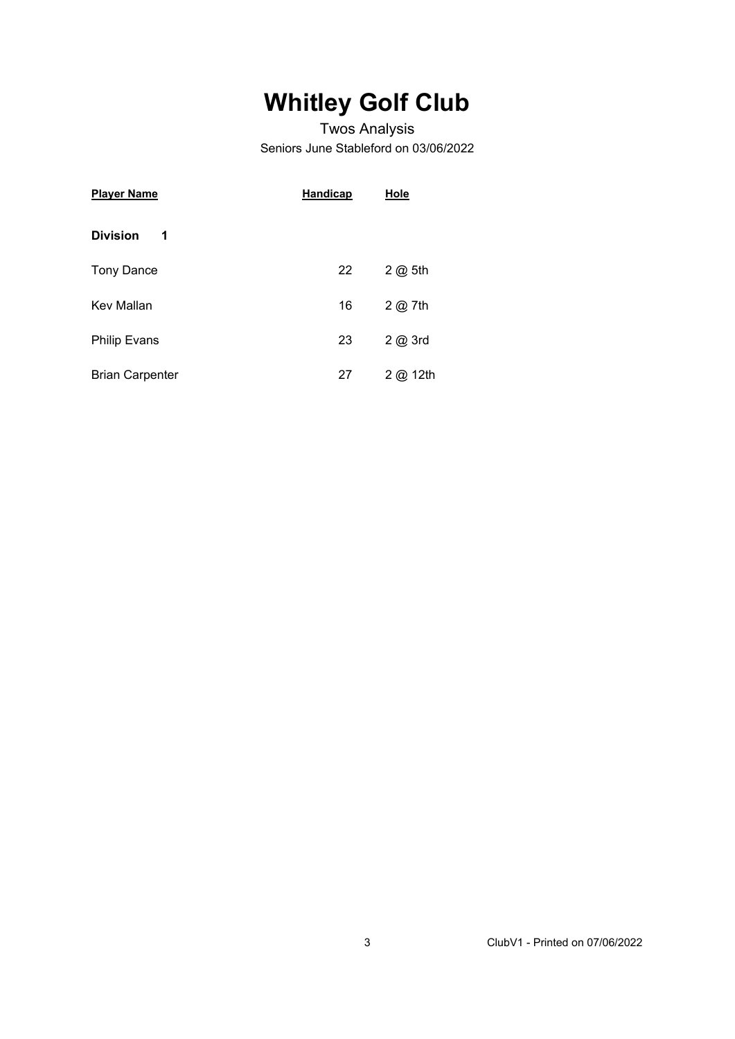# Whitley Golf Club

Twos Analysis

Seniors June Stableford on 03/06/2022

| Player Name | Handicap | Hole |
| --- | --- | --- |
| **Division 1** | | |
| Tony Dance | 22 | 2 @ 5th |
| Kev Mallan | 16 | 2 @ 7th |
| Philip Evans | 23 | 2 @ 3rd |
| Brian Carpenter | 27 | 2 @ 12th |

ClubV1 - Printed on 07/06/2022